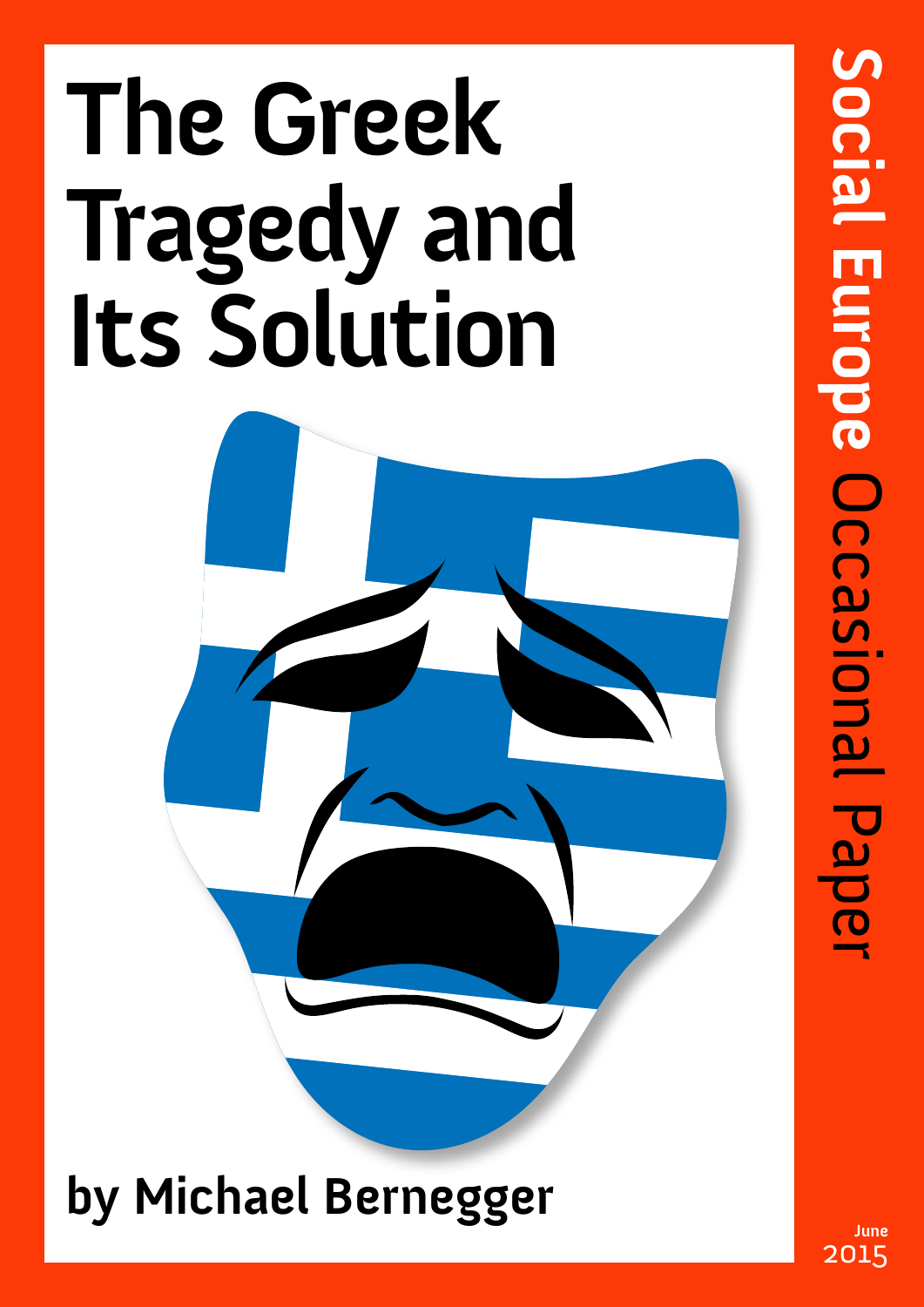# The Greek Tragedy and Its Solution

**by Michael Bernegger**

**Social Europe** Occasional Paper

June 2015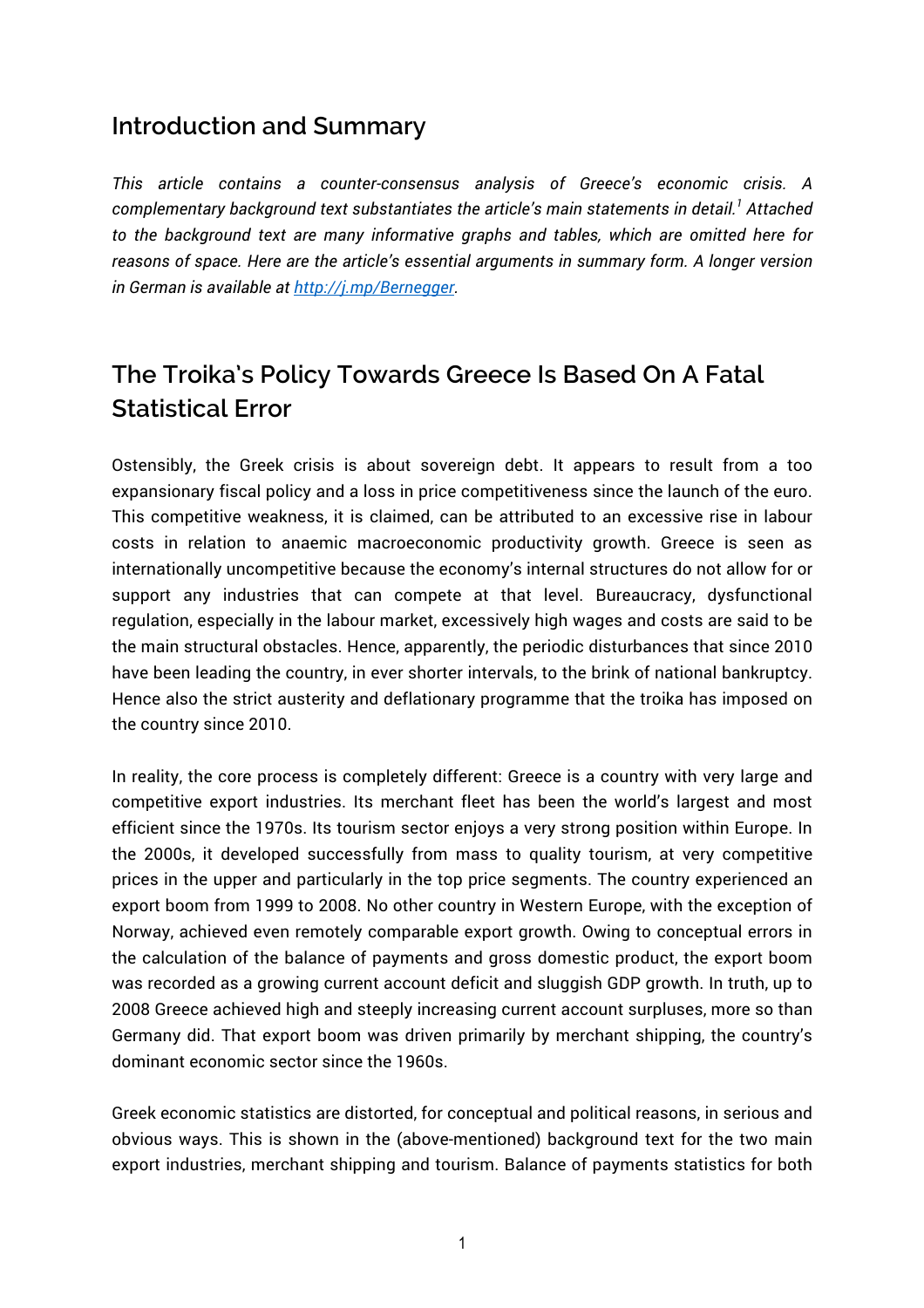## Introduction and Summary

*This article contains a counter-consensus analysis of Greece's economic crisis. A complementary background text substantiates the article's main statements in detail.*[1] *Attached to the background text are many informative graphs and tables, which are omitted here for reasons of space. Here are the article's essential arguments in summary form. A longer version in German is available at [http://j.mp/Bernegger](http://j.mp/Bernegger).*

## The Troika's Policy Towards Greece Is Based On A Fatal Statistical Error

Ostensibly, the Greek crisis is about sovereign debt. It appears to result from a too expansionary fiscal policy and a loss in price competitiveness since the launch of the euro. This competitive weakness, it is claimed, can be attributed to an excessive rise in labour costs in relation to anaemic macroeconomic productivity growth. Greece is seen as internationally uncompetitive because the economy's internal structures do not allow for or support any industries that can compete at that level. Bureaucracy, dysfunctional regulation, especially in the labour market, excessively high wages and costs are said to be the main structural obstacles. Hence, apparently, the periodic disturbances that since 2010 have been leading the country, in ever shorter intervals, to the brink of national bankruptcy. Hence also the strict austerity and deflationary programme that the troika has imposed on the country since 2010.

In reality, the core process is completely different: Greece is a country with very large and competitive export industries. Its merchant fleet has been the world's largest and most efficient since the 1970s. Its tourism sector enjoys a very strong position within Europe. In the 2000s, it developed successfully from mass to quality tourism, at very competitive prices in the upper and particularly in the top price segments. The country experienced an export boom from 1999 to 2008. No other country in Western Europe, with the exception of Norway, achieved even remotely comparable export growth. Owing to conceptual errors in the calculation of the balance of payments and gross domestic product, the export boom was recorded as a growing current account deficit and sluggish GDP growth. In truth, up to 2008 Greece achieved high and steeply increasing current account surpluses, more so than Germany did. That export boom was driven primarily by merchant shipping, the country's dominant economic sector since the 1960s.

Greek economic statistics are distorted, for conceptual and political reasons, in serious and obvious ways. This is shown in the (above-mentioned) background text for the two main export industries, merchant shipping and tourism. Balance of payments statistics for both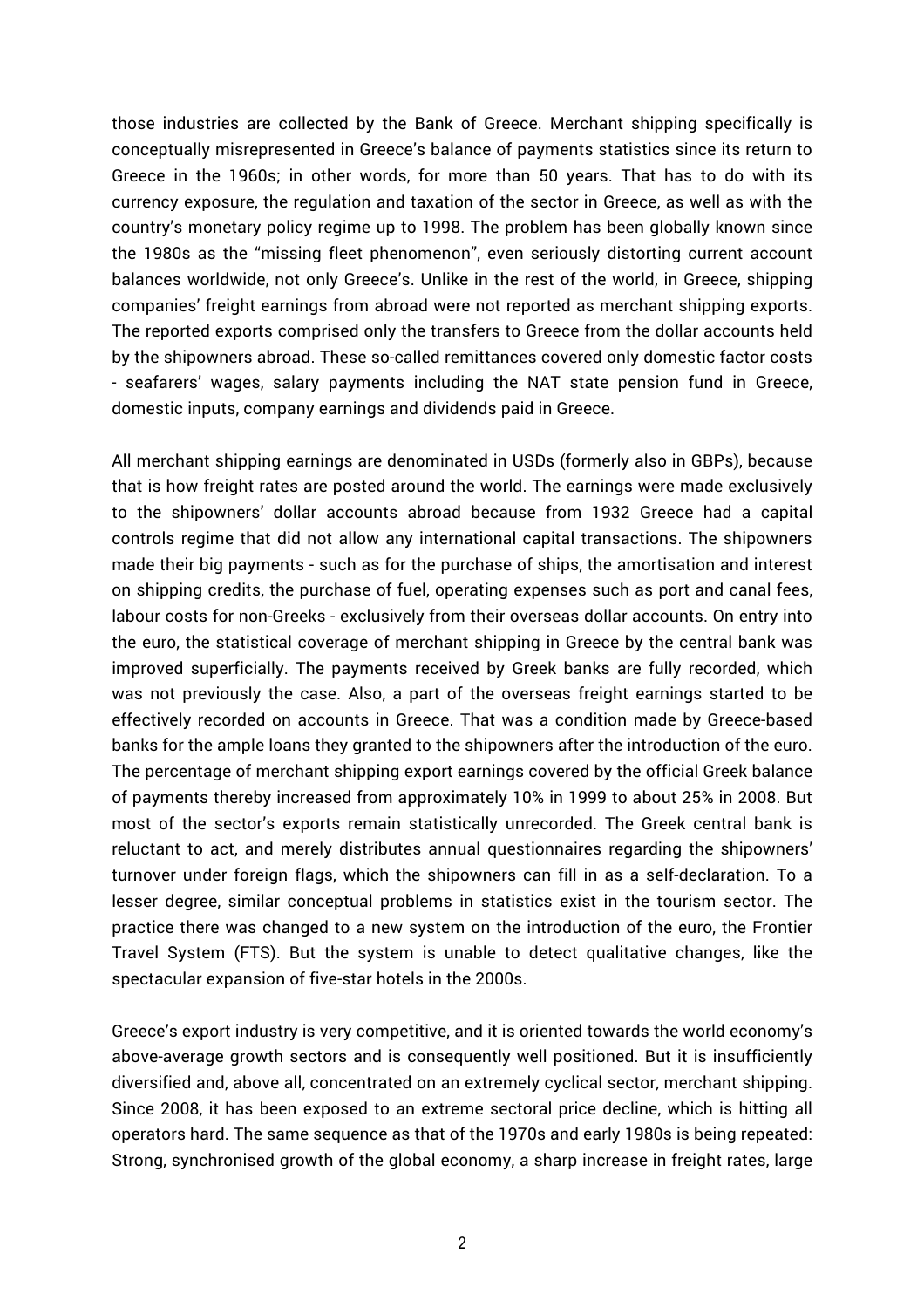those industries are collected by the Bank of Greece. Merchant shipping specifically is conceptually misrepresented in Greece's balance of payments statistics since its return to Greece in the 1960s; in other words, for more than 50 years. That has to do with its currency exposure, the regulation and taxation of the sector in Greece, as well as with the country's monetary policy regime up to 1998. The problem has been globally known since the 1980s as the "missing fleet phenomenon", even seriously distorting current account balances worldwide, not only Greece's. Unlike in the rest of the world, in Greece, shipping companies' freight earnings from abroad were not reported as merchant shipping exports. The reported exports comprised only the transfers to Greece from the dollar accounts held by the shipowners abroad. These so-called remittances covered only domestic factor costs - seafarers' wages, salary payments including the NAT state pension fund in Greece, domestic inputs, company earnings and dividends paid in Greece.

All merchant shipping earnings are denominated in USDs (formerly also in GBPs), because that is how freight rates are posted around the world. The earnings were made exclusively to the shipowners' dollar accounts abroad because from 1932 Greece had a capital controls regime that did not allow any international capital transactions. The shipowners made their big payments - such as for the purchase of ships, the amortisation and interest on shipping credits, the purchase of fuel, operating expenses such as port and canal fees, labour costs for non-Greeks - exclusively from their overseas dollar accounts. On entry into the euro, the statistical coverage of merchant shipping in Greece by the central bank was improved superficially. The payments received by Greek banks are fully recorded, which was not previously the case. Also, a part of the overseas freight earnings started to be effectively recorded on accounts in Greece. That was a condition made by Greece-based banks for the ample loans they granted to the shipowners after the introduction of the euro. The percentage of merchant shipping export earnings covered by the official Greek balance of payments thereby increased from approximately 10% in 1999 to about 25% in 2008. But most of the sector's exports remain statistically unrecorded. The Greek central bank is reluctant to act, and merely distributes annual questionnaires regarding the shipowners' turnover under foreign flags, which the shipowners can fill in as a self-declaration. To a lesser degree, similar conceptual problems in statistics exist in the tourism sector. The practice there was changed to a new system on the introduction of the euro, the Frontier Travel System (FTS). But the system is unable to detect qualitative changes, like the spectacular expansion of five-star hotels in the 2000s.

Greece's export industry is very competitive, and it is oriented towards the world economy's above-average growth sectors and is consequently well positioned. But it is insufficiently diversified and, above all, concentrated on an extremely cyclical sector, merchant shipping. Since 2008, it has been exposed to an extreme sectoral price decline, which is hitting all operators hard. The same sequence as that of the 1970s and early 1980s is being repeated: Strong, synchronised growth of the global economy, a sharp increase in freight rates, large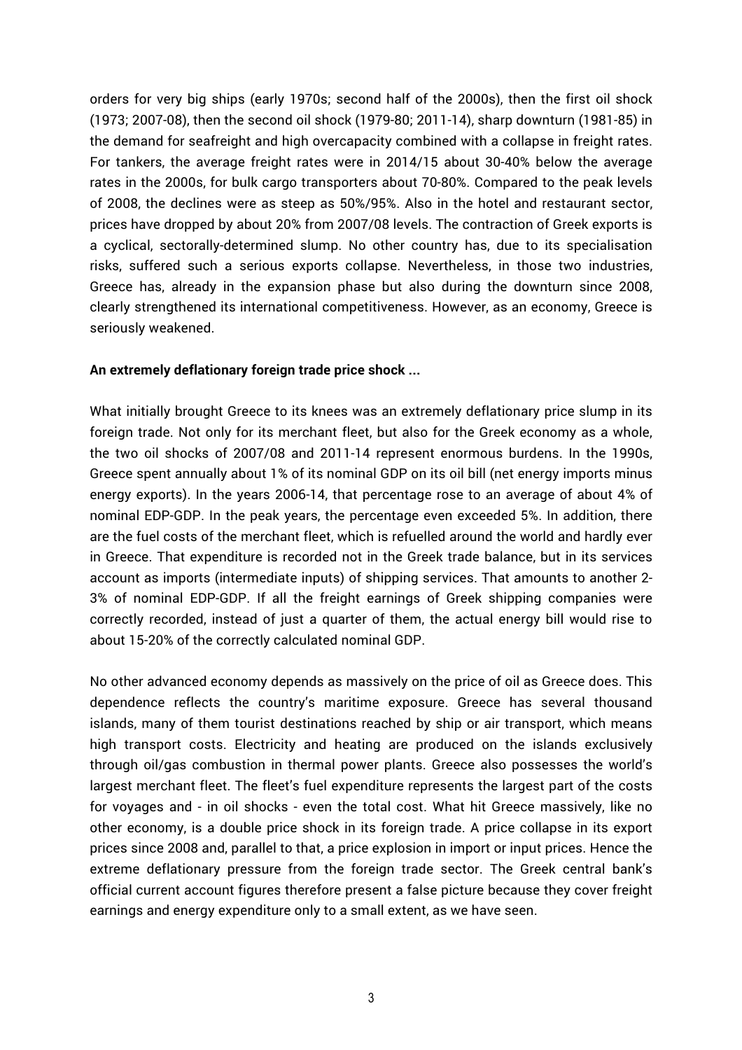orders for very big ships (early 1970s; second half of the 2000s), then the first oil shock (1973; 2007-08), then the second oil shock (1979-80; 2011-14), sharp downturn (1981-85) in the demand for seafreight and high overcapacity combined with a collapse in freight rates. For tankers, the average freight rates were in 2014/15 about 30-40% below the average rates in the 2000s, for bulk cargo transporters about 70-80%. Compared to the peak levels of 2008, the declines were as steep as 50%/95%. Also in the hotel and restaurant sector, prices have dropped by about 20% from 2007/08 levels. The contraction of Greek exports is a cyclical, sectorally-determined slump. No other country has, due to its specialisation risks, suffered such a serious exports collapse. Nevertheless, in those two industries, Greece has, already in the expansion phase but also during the downturn since 2008, clearly strengthened its international competitiveness. However, as an economy, Greece is seriously weakened.

**An extremely deflationary foreign trade price shock ...**

What initially brought Greece to its knees was an extremely deflationary price slump in its foreign trade. Not only for its merchant fleet, but also for the Greek economy as a whole, the two oil shocks of 2007/08 and 2011-14 represent enormous burdens. In the 1990s, Greece spent annually about 1% of its nominal GDP on its oil bill (net energy imports minus energy exports). In the years 2006-14, that percentage rose to an average of about 4% of nominal EDP-GDP. In the peak years, the percentage even exceeded 5%. In addition, there are the fuel costs of the merchant fleet, which is refuelled around the world and hardly ever in Greece. That expenditure is recorded not in the Greek trade balance, but in its services account as imports (intermediate inputs) of shipping services. That amounts to another 2-3% of nominal EDP-GDP. If all the freight earnings of Greek shipping companies were correctly recorded, instead of just a quarter of them, the actual energy bill would rise to about 15-20% of the correctly calculated nominal GDP.

No other advanced economy depends as massively on the price of oil as Greece does. This dependence reflects the country's maritime exposure. Greece has several thousand islands, many of them tourist destinations reached by ship or air transport, which means high transport costs. Electricity and heating are produced on the islands exclusively through oil/gas combustion in thermal power plants. Greece also possesses the world's largest merchant fleet. The fleet's fuel expenditure represents the largest part of the costs for voyages and - in oil shocks - even the total cost. What hit Greece massively, like no other economy, is a double price shock in its foreign trade. A price collapse in its export prices since 2008 and, parallel to that, a price explosion in import or input prices. Hence the extreme deflationary pressure from the foreign trade sector. The Greek central bank's official current account figures therefore present a false picture because they cover freight earnings and energy expenditure only to a small extent, as we have seen.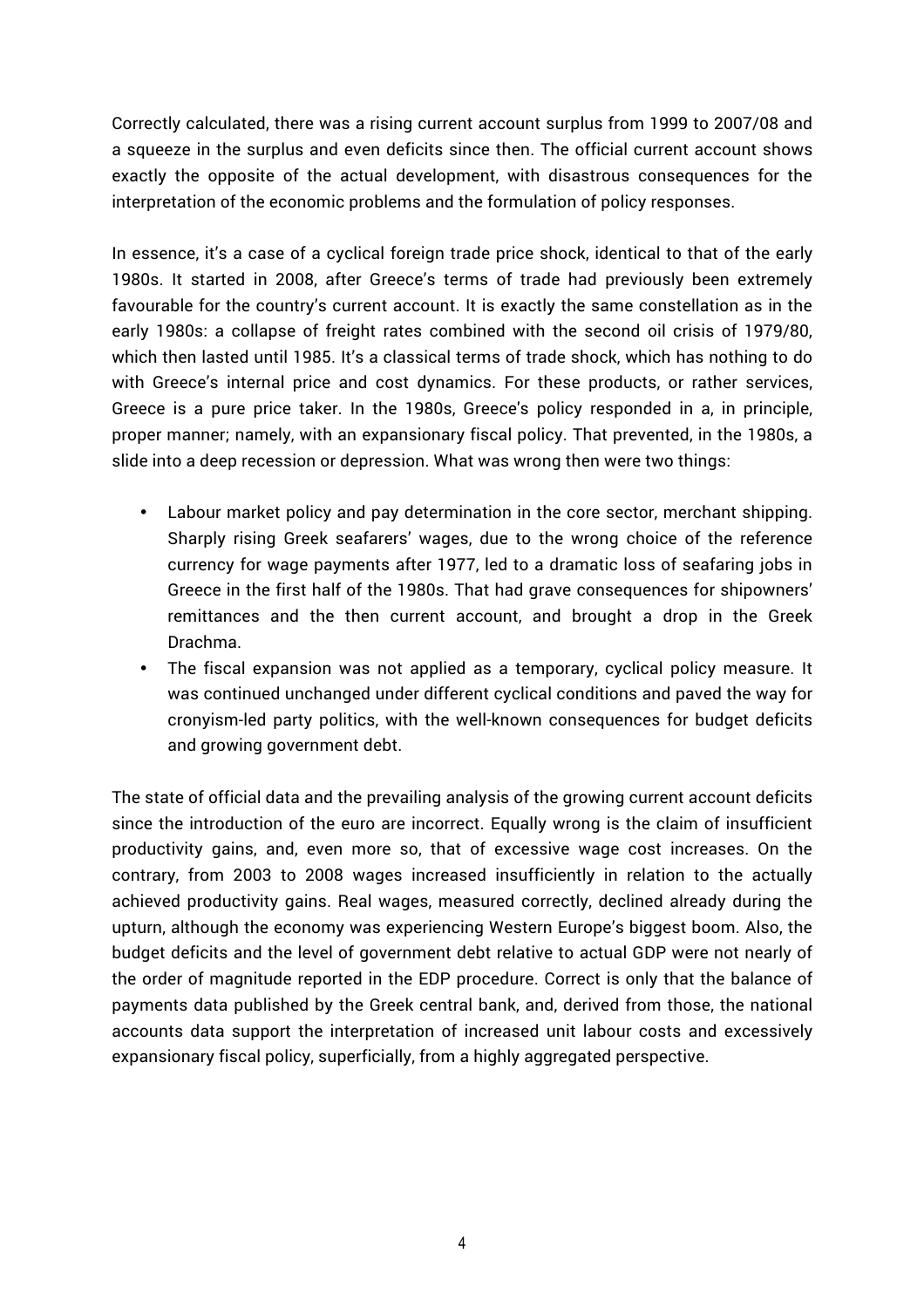Correctly calculated, there was a rising current account surplus from 1999 to 2007/08 and a squeeze in the surplus and even deficits since then. The official current account shows exactly the opposite of the actual development, with disastrous consequences for the interpretation of the economic problems and the formulation of policy responses.

In essence, it's a case of a cyclical foreign trade price shock, identical to that of the early 1980s. It started in 2008, after Greece's terms of trade had previously been extremely favourable for the country's current account. It is exactly the same constellation as in the early 1980s: a collapse of freight rates combined with the second oil crisis of 1979/80, which then lasted until 1985. It's a classical terms of trade shock, which has nothing to do with Greece's internal price and cost dynamics. For these products, or rather services, Greece is a pure price taker. In the 1980s, Greece's policy responded in a, in principle, proper manner; namely, with an expansionary fiscal policy. That prevented, in the 1980s, a slide into a deep recession or depression. What was wrong then were two things:

- Labour market policy and pay determination in the core sector, merchant shipping. Sharply rising Greek seafarers' wages, due to the wrong choice of the reference currency for wage payments after 1977, led to a dramatic loss of seafaring jobs in Greece in the first half of the 1980s. That had grave consequences for shipowners' remittances and the then current account, and brought a drop in the Greek Drachma.
- The fiscal expansion was not applied as a temporary, cyclical policy measure. It was continued unchanged under different cyclical conditions and paved the way for cronyism-led party politics, with the well-known consequences for budget deficits and growing government debt.

The state of official data and the prevailing analysis of the growing current account deficits since the introduction of the euro are incorrect. Equally wrong is the claim of insufficient productivity gains, and, even more so, that of excessive wage cost increases. On the contrary, from 2003 to 2008 wages increased insufficiently in relation to the actually achieved productivity gains. Real wages, measured correctly, declined already during the upturn, although the economy was experiencing Western Europe's biggest boom. Also, the budget deficits and the level of government debt relative to actual GDP were not nearly of the order of magnitude reported in the EDP procedure. Correct is only that the balance of payments data published by the Greek central bank, and, derived from those, the national accounts data support the interpretation of increased unit labour costs and excessively expansionary fiscal policy, superficially, from a highly aggregated perspective.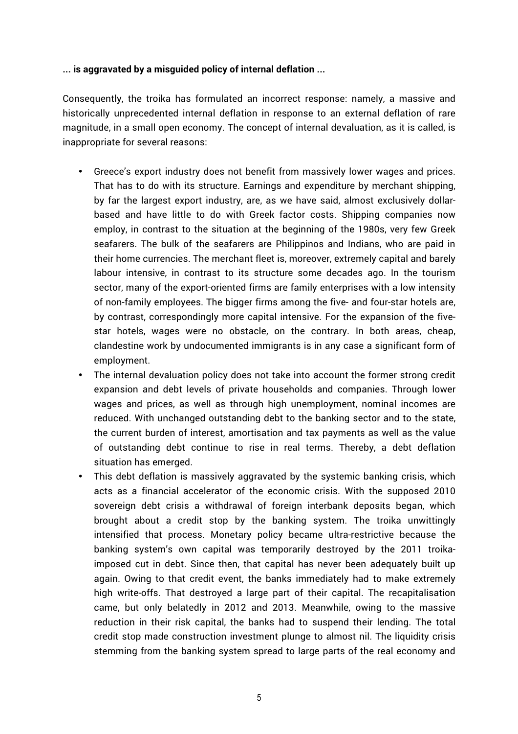**... is aggravated by a misguided policy of internal deflation ...**

Consequently, the troika has formulated an incorrect response: namely, a massive and historically unprecedented internal deflation in response to an external deflation of rare magnitude, in a small open economy. The concept of internal devaluation, as it is called, is inappropriate for several reasons:

- Greece's export industry does not benefit from massively lower wages and prices. That has to do with its structure. Earnings and expenditure by merchant shipping, by far the largest export industry, are, as we have said, almost exclusively dollar-based and have little to do with Greek factor costs. Shipping companies now employ, in contrast to the situation at the beginning of the 1980s, very few Greek seafarers. The bulk of the seafarers are Philippinos and Indians, who are paid in their home currencies. The merchant fleet is, moreover, extremely capital and barely labour intensive, in contrast to its structure some decades ago. In the tourism sector, many of the export-oriented firms are family enterprises with a low intensity of non-family employees. The bigger firms among the five- and four-star hotels are, by contrast, correspondingly more capital intensive. For the expansion of the five-star hotels, wages were no obstacle, on the contrary. In both areas, cheap, clandestine work by undocumented immigrants is in any case a significant form of employment.
- The internal devaluation policy does not take into account the former strong credit expansion and debt levels of private households and companies. Through lower wages and prices, as well as through high unemployment, nominal incomes are reduced. With unchanged outstanding debt to the banking sector and to the state, the current burden of interest, amortisation and tax payments as well as the value of outstanding debt continue to rise in real terms. Thereby, a debt deflation situation has emerged.
- This debt deflation is massively aggravated by the systemic banking crisis, which acts as a financial accelerator of the economic crisis. With the supposed 2010 sovereign debt crisis a withdrawal of foreign interbank deposits began, which brought about a credit stop by the banking system. The troika unwittingly intensified that process. Monetary policy became ultra-restrictive because the banking system's own capital was temporarily destroyed by the 2011 troika-imposed cut in debt. Since then, that capital has never been adequately built up again. Owing to that credit event, the banks immediately had to make extremely high write-offs. That destroyed a large part of their capital. The recapitalisation came, but only belatedly in 2012 and 2013. Meanwhile, owing to the massive reduction in their risk capital, the banks had to suspend their lending. The total credit stop made construction investment plunge to almost nil. The liquidity crisis stemming from the banking system spread to large parts of the real economy and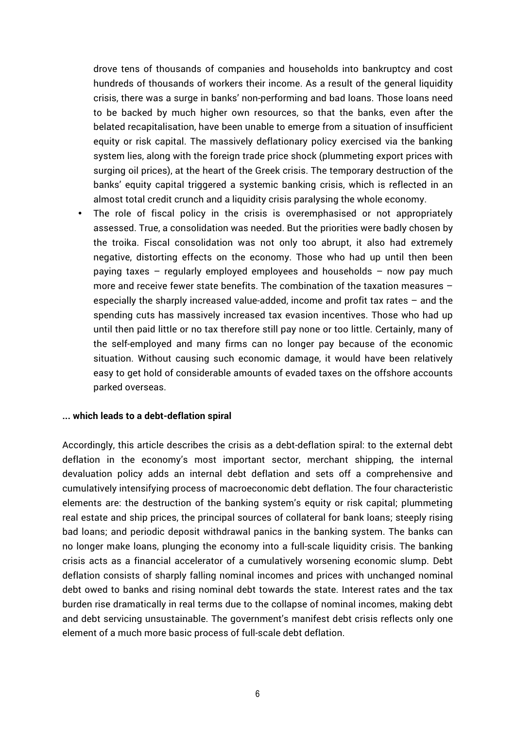drove tens of thousands of companies and households into bankruptcy and cost hundreds of thousands of workers their income. As a result of the general liquidity crisis, there was a surge in banks' non-performing and bad loans. Those loans need to be backed by much higher own resources, so that the banks, even after the belated recapitalisation, have been unable to emerge from a situation of insufficient equity or risk capital. The massively deflationary policy exercised via the banking system lies, along with the foreign trade price shock (plummeting export prices with surging oil prices), at the heart of the Greek crisis. The temporary destruction of the banks' equity capital triggered a systemic banking crisis, which is reflected in an almost total credit crunch and a liquidity crisis paralysing the whole economy.

- The role of fiscal policy in the crisis is overemphasised or not appropriately assessed. True, a consolidation was needed. But the priorities were badly chosen by the troika. Fiscal consolidation was not only too abrupt, it also had extremely negative, distorting effects on the economy. Those who had up until then been paying taxes – regularly employed employees and households – now pay much more and receive fewer state benefits. The combination of the taxation measures – especially the sharply increased value-added, income and profit tax rates – and the spending cuts has massively increased tax evasion incentives. Those who had up until then paid little or no tax therefore still pay none or too little. Certainly, many of the self-employed and many firms can no longer pay because of the economic situation. Without causing such economic damage, it would have been relatively easy to get hold of considerable amounts of evaded taxes on the offshore accounts parked overseas.

**... which leads to a debt-deflation spiral**

Accordingly, this article describes the crisis as a debt-deflation spiral: to the external debt deflation in the economy's most important sector, merchant shipping, the internal devaluation policy adds an internal debt deflation and sets off a comprehensive and cumulatively intensifying process of macroeconomic debt deflation. The four characteristic elements are: the destruction of the banking system's equity or risk capital; plummeting real estate and ship prices, the principal sources of collateral for bank loans; steeply rising bad loans; and periodic deposit withdrawal panics in the banking system. The banks can no longer make loans, plunging the economy into a full-scale liquidity crisis. The banking crisis acts as a financial accelerator of a cumulatively worsening economic slump. Debt deflation consists of sharply falling nominal incomes and prices with unchanged nominal debt owed to banks and rising nominal debt towards the state. Interest rates and the tax burden rise dramatically in real terms due to the collapse of nominal incomes, making debt and debt servicing unsustainable. The government's manifest debt crisis reflects only one element of a much more basic process of full-scale debt deflation.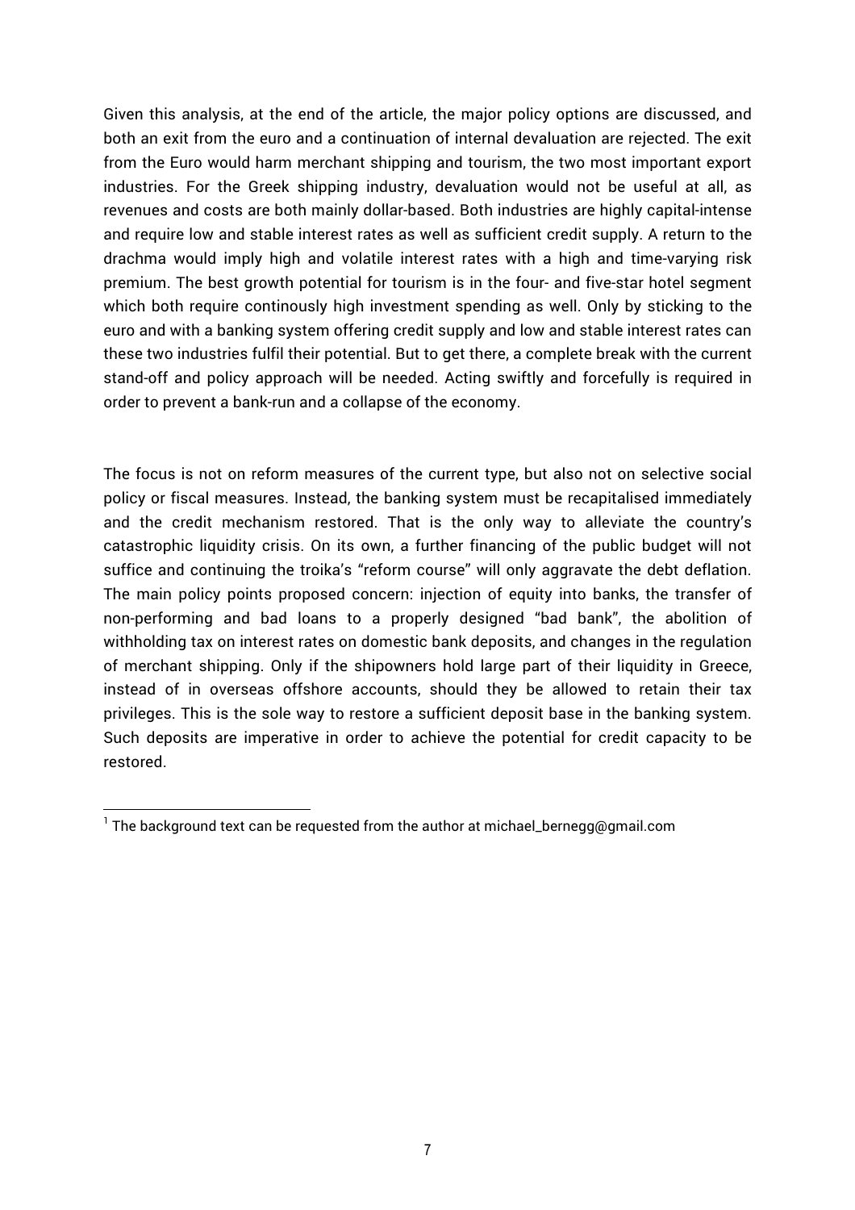Given this analysis, at the end of the article, the major policy options are discussed, and both an exit from the euro and a continuation of internal devaluation are rejected. The exit from the Euro would harm merchant shipping and tourism, the two most important export industries. For the Greek shipping industry, devaluation would not be useful at all, as revenues and costs are both mainly dollar-based. Both industries are highly capital-intense and require low and stable interest rates as well as sufficient credit supply. A return to the drachma would imply high and volatile interest rates with a high and time-varying risk premium. The best growth potential for tourism is in the four- and five-star hotel segment which both require continously high investment spending as well. Only by sticking to the euro and with a banking system offering credit supply and low and stable interest rates can these two industries fulfil their potential. But to get there, a complete break with the current stand-off and policy approach will be needed. Acting swiftly and forcefully is required in order to prevent a bank-run and a collapse of the economy.

The focus is not on reform measures of the current type, but also not on selective social policy or fiscal measures. Instead, the banking system must be recapitalised immediately and the credit mechanism restored. That is the only way to alleviate the country's catastrophic liquidity crisis. On its own, a further financing of the public budget will not suffice and continuing the troika's "reform course" will only aggravate the debt deflation. The main policy points proposed concern: injection of equity into banks, the transfer of non-performing and bad loans to a properly designed "bad bank", the abolition of withholding tax on interest rates on domestic bank deposits, and changes in the regulation of merchant shipping. Only if the shipowners hold large part of their liquidity in Greece, instead of in overseas offshore accounts, should they be allowed to retain their tax privileges. This is the sole way to restore a sufficient deposit base in the banking system. Such deposits are imperative in order to achieve the potential for credit capacity to be restored.

---

[1] The background text can be requested from the author at michael_bernegg@gmail.com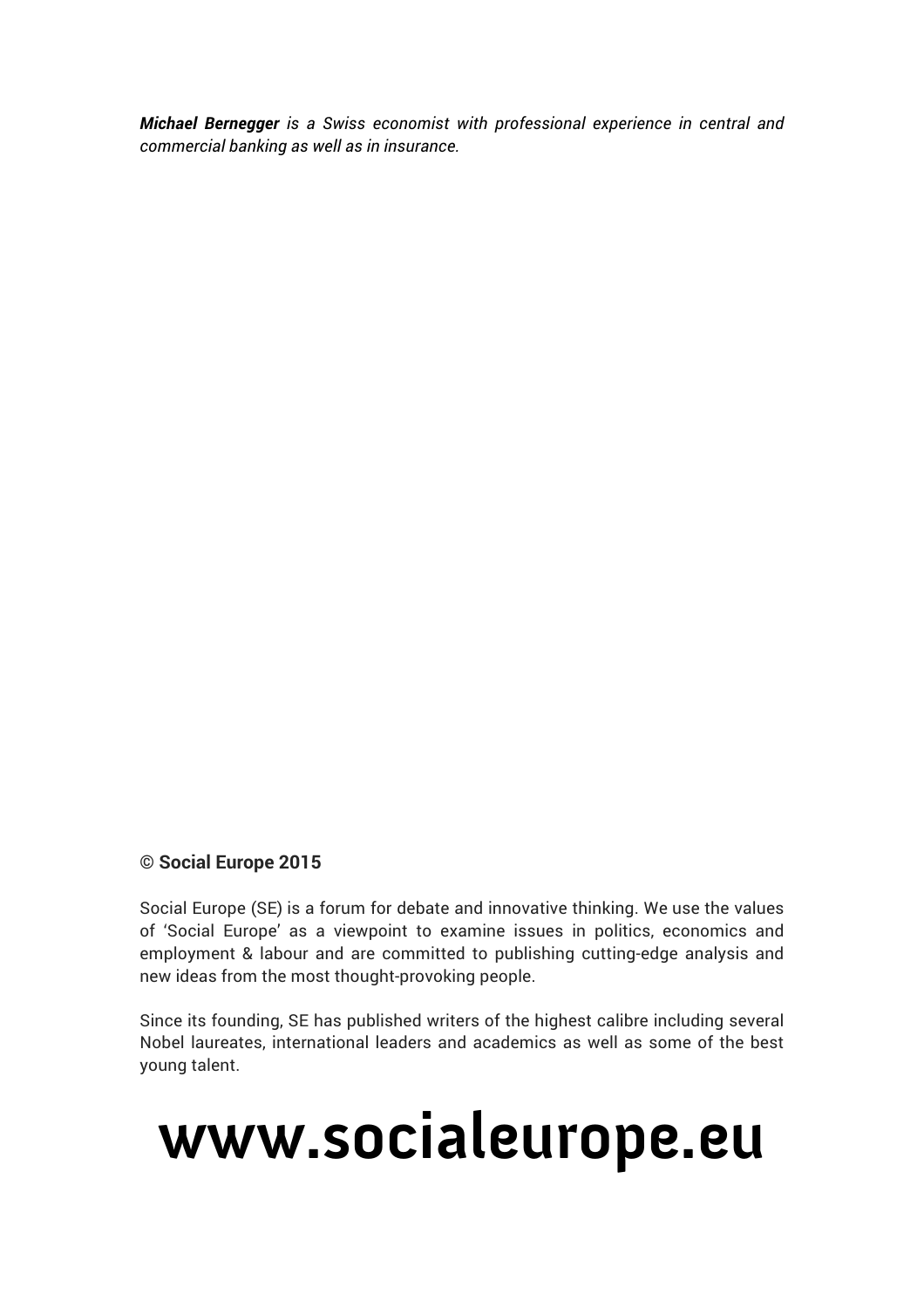***Michael Bernegger*** *is a Swiss economist with professional experience in central and commercial banking as well as in insurance.*

**© Social Europe 2015**

Social Europe (SE) is a forum for debate and innovative thinking. We use the values of 'Social Europe' as a viewpoint to examine issues in politics, economics and employment & labour and are committed to publishing cutting-edge analysis and new ideas from the most thought-provoking people.

Since its founding, SE has published writers of the highest calibre including several Nobel laureates, international leaders and academics as well as some of the best young talent.

# www.socialeurope.eu